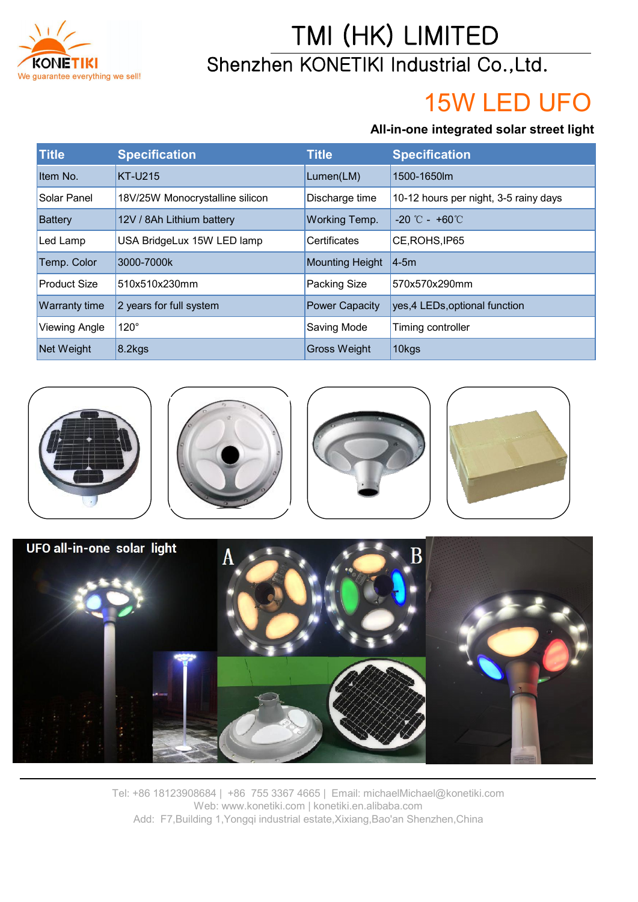KONETIKI
We guarantee everything we sell!

# TMI (HK) LIMITED

## Shenzhen KONETIKI Industrial Co.,Ltd.

# 15W LED UFO

**All-in-one integrated solar street light**

| Title | Specification | Title | Specification |
|---|---|---|---|
| Item No. | KT-U215 | Lumen(LM) | 1500-1650lm |
| Solar Panel | 18V/25W Monocrystalline silicon | Discharge time | 10-12 hours per night, 3-5 rainy days |
| Battery | 12V / 8Ah Lithium battery | Working Temp. | -20 ℃ - +60℃ |
| Led Lamp | USA BridgeLux 15W LED lamp | Certificates | CE,ROHS,IP65 |
| Temp. Color | 3000-7000k | Mounting Height | 4-5m |
| Product Size | 510x510x230mm | Packing Size | 570x570x290mm |
| Warranty time | 2 years for full system | Power Capacity | yes,4 LEDs,optional function |
| Viewing Angle | 120° | Saving Mode | Timing controller |
| Net Weight | 8.2kgs | Gross Weight | 10kgs |

UFO all-in-one solar light

A

B

Tel: +86 18123908684 | +86 755 3367 4665 | Email: michaelMichael@konetiki.com
Web: www.konetiki.com | konetiki.en.alibaba.com
Add: F7,Building 1,Yongqi industrial estate,Xixiang,Bao'an Shenzhen,China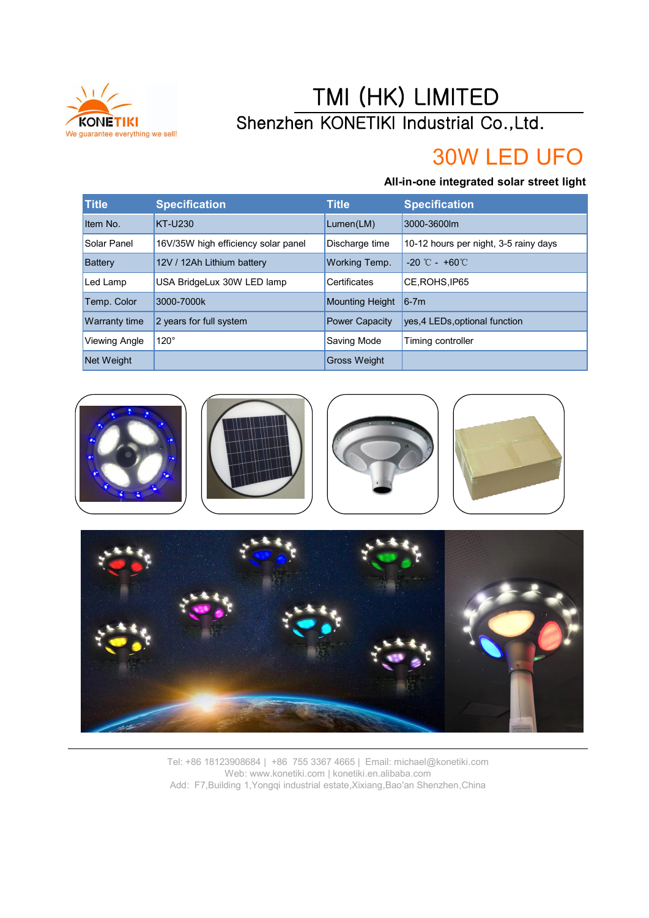KONETIKI
We guarantee everything we sell!

# TMI (HK) LIMITED

## Shenzhen KONETIKI Industrial Co.,Ltd.

# 30W LED UFO

**All-in-one integrated solar street light**

| Title | Specification | Title | Specification |
|---|---|---|---|
| Item No. | KT-U230 | Lumen(LM) | 3000-3600lm |
| Solar Panel | 16V/35W high efficiency solar panel | Discharge time | 10-12 hours per night, 3-5 rainy days |
| Battery | 12V / 12Ah Lithium battery | Working Temp. | -20 ℃ - +60℃ |
| Led Lamp | USA BridgeLux 30W LED lamp | Certificates | CE,ROHS,IP65 |
| Temp. Color | 3000-7000k | Mounting Height | 6-7m |
| Warranty time | 2 years for full system | Power Capacity | yes,4 LEDs,optional function |
| Viewing Angle | 120° | Saving Mode | Timing controller |
| Net Weight | | Gross Weight | |

Tel: +86 18123908684 | +86 755 3367 4665 | Email: michael@konetiki.com
Web: www.konetiki.com | konetiki.en.alibaba.com
Add: F7,Building 1,Yongqi industrial estate,Xixiang,Bao'an Shenzhen,China